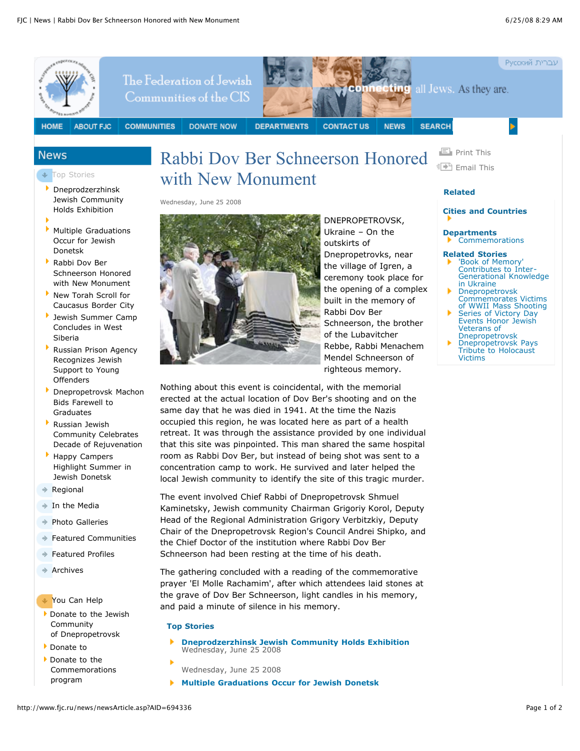The Federation of Jewish Communities of the CIS

connecting all Jews. As they are.

Русский עברית

HOME | ABOUT FJC | COMMUNITIES | DONATE NOW | DEPARTMENTS | CONTACT US | NEWS | SEARCH

## News

- Top Stories
  - Dneprodzerzhinsk Jewish Community Holds Exhibition
  - Multiple Graduations Occur for Jewish Donetsk
  - Rabbi Dov Ber Schneerson Honored with New Monument
  - New Torah Scroll for Caucasus Border City
  - Jewish Summer Camp Concludes in West Siberia
  - Russian Prison Agency Recognizes Jewish Support to Young Offenders
  - Dnepropetrovsk Machon Bids Farewell to Graduates
  - Russian Jewish Community Celebrates Decade of Rejuvenation
  - Happy Campers Highlight Summer in Jewish Donetsk
- Regional
- In the Media
- Photo Galleries
- Featured Communities
- Featured Profiles
- Archives

- You Can Help
  - Donate to the Jewish Community of Dnepropetrovsk
  - Donate to
  - Donate to the Commemorations program

# Rabbi Dov Ber Schneerson Honored with New Monument

Wednesday, June 25 2008

DNEPROPETROVSK, Ukraine – On the outskirts of Dnepropetrovks, near the village of Igren, a ceremony took place for the opening of a complex built in the memory of Rabbi Dov Ber Schneerson, the brother of the Lubavitcher Rebbe, Rabbi Menachem Mendel Schneerson of righteous memory.

Nothing about this event is coincidental, with the memorial erected at the actual location of Dov Ber's shooting and on the same day that he was died in 1941. At the time the Nazis occupied this region, he was located here as part of a health retreat. It was through the assistance provided by one individual that this site was pinpointed. This man shared the same hospital room as Rabbi Dov Ber, but instead of being shot was sent to a concentration camp to work. He survived and later helped the local Jewish community to identify the site of this tragic murder.

The event involved Chief Rabbi of Dnepropetrovsk Shmuel Kaminetsky, Jewish community Chairman Grigoriy Korol, Deputy Head of the Regional Administration Grigory Verbitzkiy, Deputy Chair of the Dnepropetrovsk Region's Council Andrei Shipko, and the Chief Doctor of the institution where Rabbi Dov Ber Schneerson had been resting at the time of his death.

The gathering concluded with a reading of the commemorative prayer 'El Molle Rachamim', after which attendees laid stones at the grave of Dov Ber Schneerson, light candles in his memory, and paid a minute of silence in his memory.

**Top Stories**

- **Dneprodzerzhinsk Jewish Community Holds Exhibition**
  Wednesday, June 25 2008
- Wednesday, June 25 2008
- **Multiple Graduations Occur for Jewish Donetsk**

Print This

Email This

**Related**

**Cities and Countries**

**Departments**
- Commemorations

**Related Stories**
- 'Book of Memory' Contributes to Inter-Generational Knowledge in Ukraine
- Dnepropetrovsk Commemorates Victims of WWII Mass Shooting
- Series of Victory Day Events Honor Jewish Veterans of Dnepropetrovsk
- Dnepropetrovsk Pays Tribute to Holocaust Victims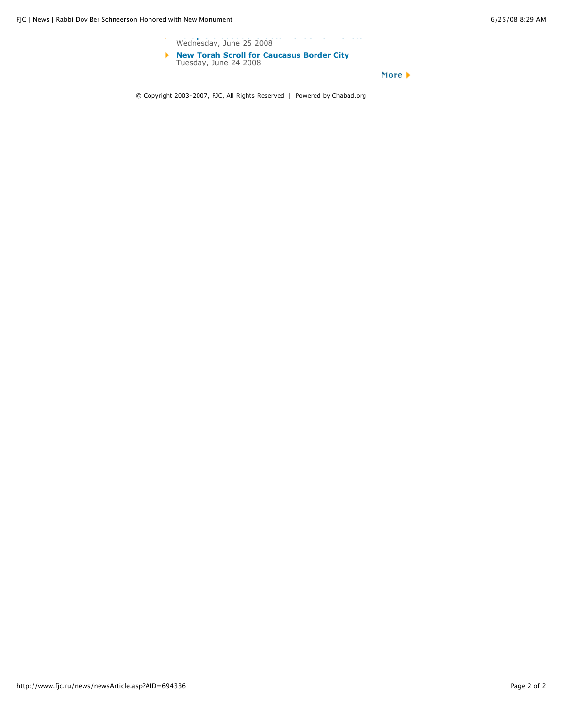Wednesday, June 25 2008

- **New Torah Scroll for Caucasus Border City**
  Tuesday, June 24 2008

More

© Copyright 2003-2007, FJC, All Rights Reserved | Powered by Chabad.org